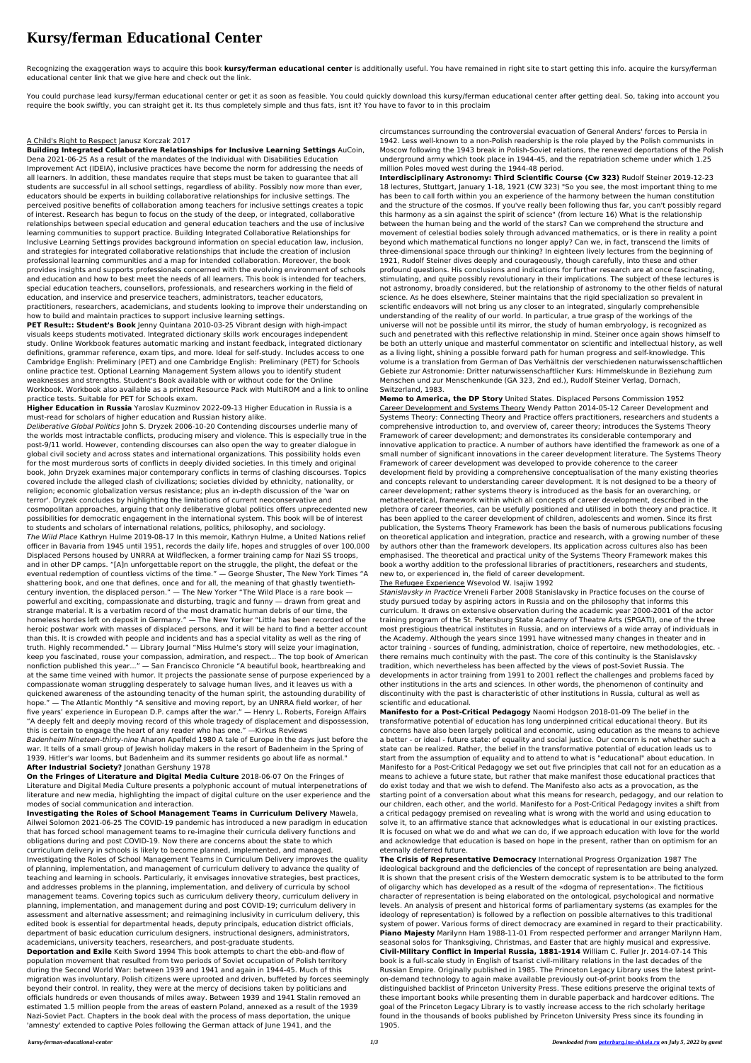# Kursy/ferman Educational Center

Recognizing the exaggeration ways to acquire this book **kursy/ferman educational center** is additionally useful. You have remained in right site to start getting this info. acquire the kursy/ferman educational center link that we give here and check out the link.

You could purchase lead kursy/ferman educational center or get it as soon as feasible. You could quickly download this kursy/ferman educational center after getting deal. So, taking into account you require the book swiftly, you can straight get it. Its thus completely simple and thus fats, isnt it? You have to favor to in this proclaim

A Child's Right to Respect Janusz Korczak 2017

**Building Integrated Collaborative Relationships for Inclusive Learning Settings** AuCoin, Dena 2021-06-25 As a result of the mandates of the Individual with Disabilities Education Improvement Act (IDEIA), inclusive practices have become the norm for addressing the needs of all learners. In addition, these mandates require that steps must be taken to guarantee that all students are successful in all school settings, regardless of ability. Possibly now more than ever, educators should be experts in building collaborative relationships for inclusive settings. The perceived positive benefits of collaboration among teachers for inclusive settings creates a topic of interest. Research has begun to focus on the study of the deep, or integrated, collaborative relationships between special education and general education teachers and the use of inclusive learning communities to support practice. Building Integrated Collaborative Relationships for Inclusive Learning Settings provides background information on special education law, inclusion, and strategies for integrated collaborative relationships that include the creation of inclusion professional learning communities and a map for intended collaboration. Moreover, the book provides insights and supports professionals concerned with the evolving environment of schools and education and how to best meet the needs of all learners. This book is intended for teachers, special education teachers, counsellors, professionals, and researchers working in the field of education, and inservice and preservice teachers, administrators, teacher educators, practitioners, researchers, academicians, and students looking to improve their understanding on how to build and maintain practices to support inclusive learning settings.

**PET Result:: Student's Book** Jenny Quintana 2010-03-25 Vibrant design with high-impact visuals keeps students motivated. Integrated dictionary skills work encourages independent study. Online Workbook features automatic marking and instant feedback, integrated dictionary definitions, grammar reference, exam tips, and more. Ideal for self-study. Includes access to one Cambridge English: Preliminary (PET) and one Cambridge English: Preliminary (PET) for Schools online practice test. Optional Learning Management System allows you to identify student weaknesses and strengths. Student's Book available with or without code for the Online Workbook. Workbook also available as a printed Resource Pack with MultiROM and a link to online practice tests. Suitable for PET for Schools exam.

**Higher Education in Russia** Yaroslav Kuzminov 2022-09-13 Higher Education in Russia is a must-read for scholars of higher education and Russian history alike.

*Deliberative Global Politics* John S. Dryzek 2006-10-20 Contending discourses underlie many of the worlds most intractable conflicts, producing misery and violence. This is especially true in the post-9/11 world. However, contending discourses can also open the way to greater dialogue in global civil society and across states and international organizations. This possibility holds even for the most murderous sorts of conflicts in deeply divided societies. In this timely and original book, John Dryzek examines major contemporary conflicts in terms of clashing discourses. Topics covered include the alleged clash of civilizations; societies divided by ethnicity, nationality, or religion; economic globalization versus resistance; plus an in-depth discussion of the 'war on terror'. Dryzek concludes by highlighting the limitations of current neoconservative and cosmopolitan approaches, arguing that only deliberative global politics offers unprecedented new possibilities for democratic engagement in the international system. This book will be of interest to students and scholars of international relations, politics, philosophy, and sociology.

*The Wild Place* Kathryn Hulme 2019-08-17 In this memoir, Kathryn Hulme, a United Nations relief officer in Bavaria from 1945 until 1951, records the daily life, hopes and struggles of over 100,000 Displaced Persons housed by UNRRA at Wildflecken, a former training camp for Nazi SS troops, and in other DP camps. "[A]n unforgettable report on the struggle, the plight, the defeat or the eventual redemption of countless victims of the time." — George Shuster, The New York Times "A shattering book, and one that defines, once and for all, the meaning of that ghastly twentieth-century invention, the displaced person." — The New Yorker "The Wild Place is a rare book — powerful and exciting, compassionate and disturbing, tragic and funny — drawn from great and strange material. It is a verbatim record of the most dramatic human debris of our time, the homeless hordes left on deposit in Germany." — The New Yorker "Little has been recorded of the heroic postwar work with masses of displaced persons, and it will be hard to find a better account than this. It is crowded with people and incidents and has a special vitality as well as the ring of truth. Highly recommended." — Library Journal "Miss Hulme's story will seize your imagination, keep you fascinated, rouse your compassion, admiration, and respect... The top book of American nonfiction published this year..." — San Francisco Chronicle "A beautiful book, heartbreaking and at the same time veined with humor. It projects the passionate sense of purpose experienced by a compassionate woman struggling desperately to salvage human lives, and it leaves us with a quickened awareness of the astounding tenacity of the human spirit, the astounding durability of hope." — The Atlantic Monthly "A sensitive and moving report, by an UNRRA field worker, of her five years' experience in European D.P. camps after the war." — Henry L. Roberts, Foreign Affairs "A deeply felt and deeply moving record of this whole tragedy of displacement and dispossession, this is certain to engage the heart of any reader who has one." —Kirkus Reviews

*Badenheim Nineteen-thirty-nine* Aharon Apelfeld 1980 A tale of Europe in the days just before the war. It tells of a small group of Jewish holiday makers in the resort of Badenheim in the Spring of 1939. Hitler's war looms, but Badenheim and its summer residents go about life as normal."

**After Industrial Society?** Jonathan Gershuny 1978

**On the Fringes of Literature and Digital Media Culture** 2018-06-07 On the Fringes of Literature and Digital Media Culture presents a polyphonic account of mutual interpenetrations of literature and new media, highlighting the impact of digital culture on the user experience and the modes of social communication and interaction.

**Investigating the Roles of School Management Teams in Curriculum Delivery** Mawela, Ailwei Solomon 2021-06-25 The COVID-19 pandemic has introduced a new paradigm in education that has forced school management teams to re-imagine their curricula delivery functions and obligations during and post COVID-19. Now there are concerns about the state to which curriculum delivery in schools is likely to become planned, implemented, and managed. Investigating the Roles of School Management Teams in Curriculum Delivery improves the quality of planning, implementation, and management of curriculum delivery to advance the quality of teaching and learning in schools. Particularly, it envisages innovative strategies, best practices, and addresses problems in the planning, implementation, and delivery of curricula by school management teams. Covering topics such as curriculum delivery theory, curriculum delivery in planning, implementation, and management during and post COVID-19; curriculum delivery in assessment and alternative assessment; and reimagining inclusivity in curriculum delivery, this edited book is essential for departmental heads, deputy principals, education district officials, department of basic education curriculum designers, instructional designers, administrators, academicians, university teachers, researchers, and post-graduate students.

**Deportation and Exile** Keith Sword 1994 This book attempts to chart the ebb-and-flow of population movement that resulted from two periods of Soviet occupation of Polish territory during the Second World War: between 1939 and 1941 and again in 1944-45. Much of this migration was involuntary. Polish citizens were uprooted and driven, buffeted by forces seemingly beyond their control. In reality, they were at the mercy of decisions taken by politicians and officials hundreds or even thousands of miles away. Between 1939 and 1941 Stalin removed an estimated 1.5 million people from the areas of eastern Poland, annexed as a result of the 1939 Nazi-Soviet Pact. Chapters in the book deal with the process of mass deportation, the unique 'amnesty' extended to captive Poles following the German attack of June 1941, and the circumstances surrounding the controversial evacuation of General Anders' forces to Persia in 1942. Less well-known to a non-Polish readership is the role played by the Polish communists in Moscow following the 1943 break in Polish-Soviet relations, the renewed deportations of the Polish underground army which took place in 1944-45, and the repatriation scheme under which 1.25 million Poles moved west during the 1944-48 period.

**Interdisciplinary Astronomy: Third Scientific Course (Cw 323)** Rudolf Steiner 2019-12-23 18 lectures, Stuttgart, January 1-18, 1921 (CW 323) "So you see, the most important thing to me has been to call forth within you an experience of the harmony between the human constitution and the structure of the cosmos. If you've really been following thus far, you can't possibly regard this harmony as a sin against the spirit of science" (from lecture 16) What is the relationship between the human being and the world of the stars? Can we comprehend the structure and movement of celestial bodies solely through advanced mathematics, or is there in reality a point beyond which mathematical functions no longer apply? Can we, in fact, transcend the limits of three-dimensional space through our thinking? In eighteen lively lectures from the beginning of 1921, Rudolf Steiner dives deeply and courageously, though carefully, into these and other profound questions. His conclusions and indications for further research are at once fascinating, stimulating, and quite possibly revolutionary in their implications. The subject of these lectures is not astronomy, broadly considered, but the relationship of astronomy to the other fields of natural science. As he does elsewhere, Steiner maintains that the rigid specialization so prevalent in scientific endeavors will not bring us any closer to an integrated, singularly comprehensible understanding of the reality of our world. In particular, a true grasp of the workings of the universe will not be possible until its mirror, the study of human embryology, is recognized as such and penetrated with this reflective relationship in mind. Steiner once again shows himself to be both an utterly unique and masterful commentator on scientific and intellectual history, as well as a living light, shining a possible forward path for human progress and self-knowledge. This volume is a translation from German of Das Verhältnis der verschiedenen naturwissenschaftlichen Gebiete zur Astronomie: Dritter naturwissenschaftlicher Kurs: Himmelskunde in Beziehung zum Menschen und zur Menschenkunde (GA 323, 2nd ed.), Rudolf Steiner Verlag, Dornach, Switzerland, 1983.

**Memo to America, the DP Story** United States. Displaced Persons Commission 1952

Career Development and Systems Theory Wendy Patton 2014-05-12 Career Development and Systems Theory: Connecting Theory and Practice offers practitioners, researchers and students a comprehensive introduction to, and overview of, career theory; introduces the Systems Theory Framework of career development; and demonstrates its considerable contemporary and innovative application to practice. A number of authors have identified the framework as one of a small number of significant innovations in the career development literature. The Systems Theory Framework of career development was developed to provide coherence to the career development field by providing a comprehensive conceptualisation of the many existing theories and concepts relevant to understanding career development. It is not designed to be a theory of career development; rather systems theory is introduced as the basis for an overarching, or metatheoretical, framework within which all concepts of career development, described in the plethora of career theories, can be usefully positioned and utilised in both theory and practice. It has been applied to the career development of children, adolescents and women. Since its first publication, the Systems Theory Framework has been the basis of numerous publications focusing on theoretical application and integration, practice and research, with a growing number of these by authors other than the framework developers. Its application across cultures also has been emphasised. The theoretical and practical unity of the Systems Theory Framework makes this book a worthy addition to the professional libraries of practitioners, researchers and students, new to, or experienced in, the field of career development.

The Refugee Experience Wsevolod W. Isajiw 1992

*Stanislavsky in Practice* Vreneli Farber 2008 Stanislavsky in Practice focuses on the course of study pursued today by aspiring actors in Russia and on the philosophy that informs this curriculum. It draws on extensive observation during the academic year 2000-2001 of the actor training program of the St. Petersburg State Academy of Theatre Arts (SPGATI), one of the three most prestigious theatrical institutes in Russia, and on interviews of a wide array of individuals in the Academy. Although the years since 1991 have witnessed many changes in theater and in actor training - sources of funding, administration, choice of repertoire, new methodologies, etc. - there remains much continuity with the past. The core of this continuity is the Stanislavsky tradition, which nevertheless has been affected by the views of post-Soviet Russia. The developments in actor training from 1991 to 2001 reflect the challenges and problems faced by other institutions in the arts and sciences. In other words, the phenomenon of continuity and discontinuity with the past is characteristic of other institutions in Russia, cultural as well as scientific and educational.

**Manifesto for a Post-Critical Pedagogy** Naomi Hodgson 2018-01-09 The belief in the transformative potential of education has long underpinned critical educational theory. But its concerns have also been largely political and economic, using education as the means to achieve a better - or ideal - future state: of equality and social justice. Our concern is not whether such a state can be realized. Rather, the belief in the transformative potential of education leads us to start from the assumption of equality and to attend to what is "educational" about education. In Manifesto for a Post-Critical Pedagogy we set out five principles that call not for an education as a means to achieve a future state, but rather that make manifest those educational practices that do exist today and that we wish to defend. The Manifesto also acts as a provocation, as the starting point of a conversation about what this means for research, pedagogy, and our relation to our children, each other, and the world. Manifesto for a Post-Critical Pedagogy invites a shift from a critical pedagogy premised on revealing what is wrong with the world and using education to solve it, to an affirmative stance that acknowledges what is educational in our existing practices. It is focused on what we do and what we can do, if we approach education with love for the world and acknowledge that education is based on hope in the present, rather than on optimism for an eternally deferred future.

**The Crisis of Representative Democracy** International Progress Organization 1987 The ideological background and the deficiencies of the concept of representation are being analyzed. It is shown that the present crisis of the Western democratic system is to be attributed to the form of oligarchy which has developed as a result of the «dogma of representation». The fictitious character of representation is being elaborated on the ontological, psychological and normative levels. An analysis of present and historical forms of parliamentary systems (as examples for the ideology of representation) is followed by a reflection on possible alternatives to this traditional system of power. Various forms of direct democracy are examined in regard to their practicability.

**Piano Majesty** Marilynn Ham 1988-11-01 From respected performer and arranger Marilynn Ham, seasonal solos for Thanksgiving, Christmas, and Easter that are highly musical and expressive.

**Civil-Military Conflict in Imperial Russia, 1881-1914** William C. Fuller Jr. 2014-07-14 This book is a full-scale study in English of tsarist civil-military relations in the last decades of the Russian Empire. Originally published in 1985. The Princeton Legacy Library uses the latest print-on-demand technology to again make available previously out-of-print books from the distinguished backlist of Princeton University Press. These editions preserve the original texts of these important books while presenting them in durable paperback and hardcover editions. The goal of the Princeton Legacy Library is to vastly increase access to the rich scholarly heritage found in the thousands of books published by Princeton University Press since its founding in 1905.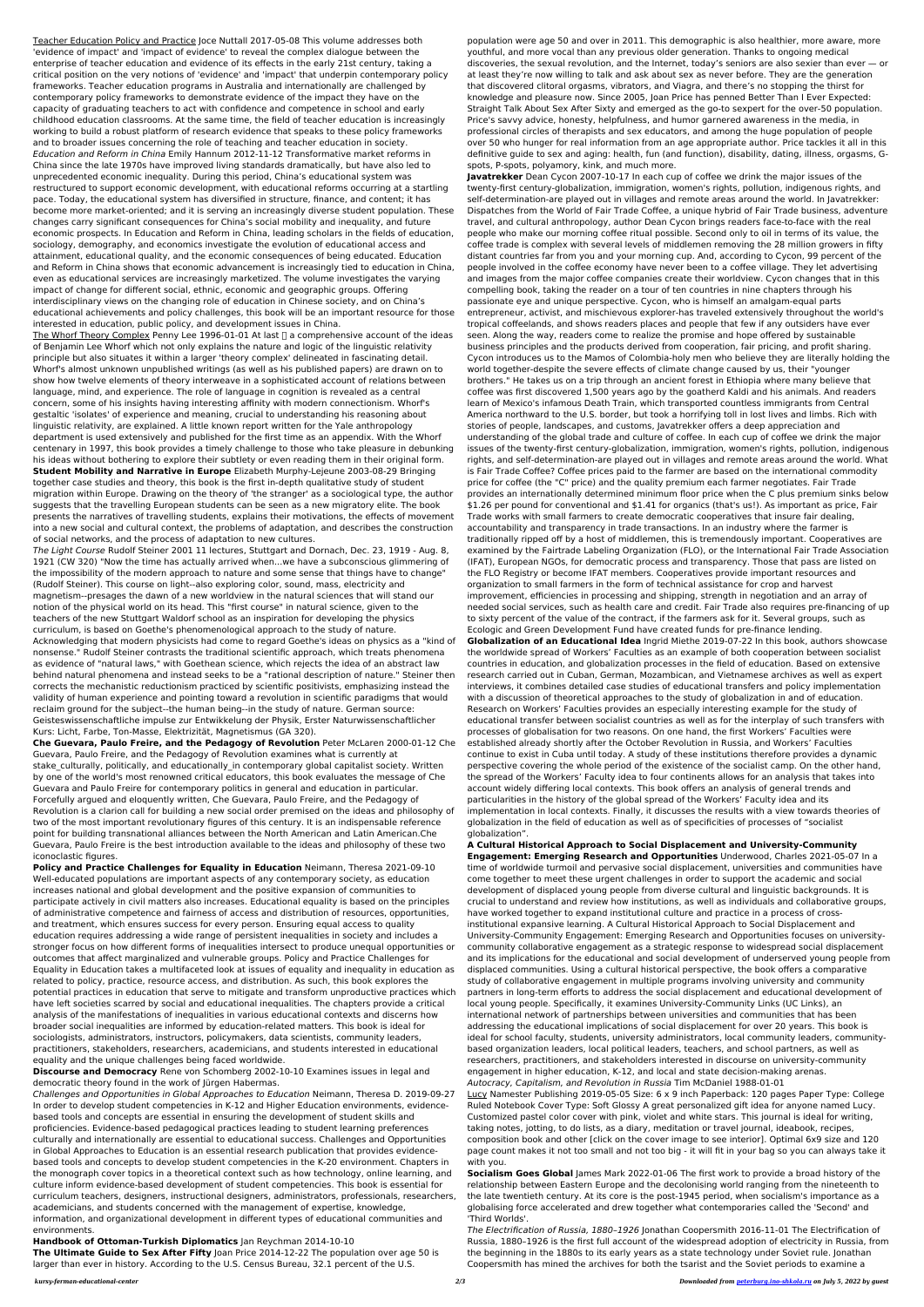Teacher Education Policy and Practice Joce Nuttall 2017-05-08 This volume addresses both 'evidence of impact' and 'impact of evidence' to reveal the complex dialogue between the enterprise of teacher education and evidence of its effects in the early 21st century, taking a critical position on the very notions of 'evidence' and 'impact' that underpin contemporary policy frameworks. Teacher education programs in Australia and internationally are challenged by contemporary policy frameworks to demonstrate evidence of the impact they have on the capacity of graduating teachers to act with confidence and competence in school and early childhood education classrooms. At the same time, the field of teacher education is increasingly working to build a robust platform of research evidence that speaks to these policy frameworks and to broader issues concerning the role of teaching and teacher education in society.

*Education and Reform in China* Emily Hannum 2012-11-12 Transformative market reforms in China since the late 1970s have improved living standards dramatically, but have also led to unprecedented economic inequality. During this period, China's educational system was restructured to support economic development, with educational reforms occurring at a startling pace. Today, the educational system has diversified in structure, finance, and content; it has become more market-oriented; and it is serving an increasingly diverse student population. These changes carry significant consequences for China's social mobility and inequality, and future economic prospects. In Education and Reform in China, leading scholars in the fields of education, sociology, demography, and economics investigate the evolution of educational access and attainment, educational quality, and the economic consequences of being educated. Education and Reform in China shows that economic advancement is increasingly tied to education in China, even as educational services are increasingly marketized. The volume investigates the varying impact of change for different social, ethnic, economic and geographic groups. Offering interdisciplinary views on the changing role of education in Chinese society, and on China's educational achievements and policy challenges, this book will be an important resource for those interested in education, public policy, and development issues in China.

The Whorf Theory Complex Penny Lee 1996-01-01 At last  a comprehensive account of the ideas of Benjamin Lee Whorf which not only explains the nature and logic of the linguistic relativity principle but also situates it within a larger 'theory complex' delineated in fascinating detail. Whorf's almost unknown unpublished writings (as well as his published papers) are drawn on to show how twelve elements of theory interweave in a sophisticated account of relations between language, mind, and experience. The role of language in cognition is revealed as a central concern, some of his insights having interesting affinity with modern connectionism. Whorf's gestaltic 'isolates' of experience and meaning, crucial to understanding his reasoning about linguistic relativity, are explained. A little known report written for the Yale anthropology department is used extensively and published for the first time as an appendix. With the Whorf centenary in 1997, this book provides a timely challenge to those who take pleasure in debunking his ideas without bothering to explore their subtlety or even reading them in their original form.

**Student Mobility and Narrative in Europe** Elizabeth Murphy-Lejeune 2003-08-29 Bringing together case studies and theory, this book is the first in-depth qualitative study of student migration within Europe. Drawing on the theory of 'the stranger' as a sociological type, the author suggests that the travelling European students can be seen as a new migratory elite. The book presents the narratives of travelling students, explains their motivations, the effects of movement into a new social and cultural context, the problems of adaptation, and describes the construction of social networks, and the process of adaptation to new cultures.

*The Light Course* Rudolf Steiner 2001 11 lectures, Stuttgart and Dornach, Dec. 23, 1919 - Aug. 8, 1921 (CW 320) "Now the time has actually arrived when...we have a subconscious glimmering of the impossibility of the modern approach to nature and some sense that things have to change" (Rudolf Steiner). This course on light--also exploring color, sound, mass, electricity and magnetism--presages the dawn of a new worldview in the natural sciences that will stand our notion of the physical world on its head. This "first course" in natural science, given to the teachers of the new Stuttgart Waldorf school as an inspiration for developing the physics curriculum, is based on Goethe's phenomenological approach to the study of nature. Acknowledging that modern physicists had come to regard Goethe's ideas on physics as a "kind of nonsense." Rudolf Steiner contrasts the traditional scientific approach, which treats phenomena as evidence of "natural laws," with Goethean science, which rejects the idea of an abstract law behind natural phenomena and instead seeks to be a "rational description of nature." Steiner then corrects the mechanistic reductionism practiced by scientific positivists, emphasizing instead the validity of human experience and pointing toward a revolution in scientific paradigms that would reclaim ground for the subject--the human being--in the study of nature. German source: Geisteswissenschaftliche impulse zur Entwikkelung der Physik, Erster Naturwissenschaftlicher Kurs: Licht, Farbe, Ton-Masse, Elektrizität, Magnetismus (GA 320).

**Che Guevara, Paulo Freire, and the Pedagogy of Revolution** Peter McLaren 2000-01-12 Che Guevara, Paulo Freire, and the Pedagogy of Revolution examines what is currently at stake_culturally, politically, and educationally_in contemporary global capitalist society. Written by one of the world's most renowned critical educators, this book evaluates the message of Che Guevara and Paulo Freire for contemporary politics in general and education in particular. Forcefully argued and eloquently written, Che Guevara, Paulo Freire, and the Pedagogy of Revolution is a clarion call for building a new social order premised on the ideas and philosophy of two of the most important revolutionary figures of this century. It is an indispensable reference point for building transnational alliances between the North American and Latin American.Che Guevara, Paulo Freire is the best introduction available to the ideas and philosophy of these two iconoclastic figures.

**Policy and Practice Challenges for Equality in Education** Neimann, Theresa 2021-09-10 Well-educated populations are important aspects of any contemporary society, as education increases national and global development and the positive expansion of communities to participate actively in civil matters also increases. Educational equality is based on the principles of administrative competence and fairness of access and distribution of resources, opportunities, and treatment, which ensures success for every person. Ensuring equal access to quality education requires addressing a wide range of persistent inequalities in society and includes a stronger focus on how different forms of inequalities intersect to produce unequal opportunities or outcomes that affect marginalized and vulnerable groups. Policy and Practice Challenges for Equality in Education takes a multifaceted look at issues of equality and inequality in education as related to policy, practice, resource access, and distribution. As such, this book explores the potential practices in education that serve to mitigate and transform unproductive practices which have left societies scarred by social and educational inequalities. The chapters provide a critical analysis of the manifestations of inequalities in various educational contexts and discerns how broader social inequalities are informed by education-related matters. This book is ideal for sociologists, administrators, instructors, policymakers, data scientists, community leaders, practitioners, stakeholders, researchers, academicians, and students interested in educational equality and the unique challenges being faced worldwide.

**Discourse and Democracy** Rene von Schomberg 2002-10-10 Examines issues in legal and democratic theory found in the work of Jürgen Habermas.

*Challenges and Opportunities in Global Approaches to Education* Neimann, Theresa D. 2019-09-27 In order to develop student competencies in K-12 and Higher Education environments, evidence-based tools and concepts are essential in ensuring the development of student skills and proficiencies. Evidence-based pedagogical practices leading to student learning preferences culturally and internationally are essential to educational success. Challenges and Opportunities in Global Approaches to Education is an essential research publication that provides evidence-based tools and concepts to develop student competencies in the K-20 environment. Chapters in the monograph cover topics in a theoretical context such as how technology, online learning, and culture inform evidence-based development of student competencies. This book is essential for curriculum teachers, designers, instructional designers, administrators, professionals, researchers, academicians, and students concerned with the management of expertise, knowledge, information, and organizational development in different types of educational communities and environments.

**Handbook of Ottoman-Turkish Diplomatics** Jan Reychman 2014-10-10

**The Ultimate Guide to Sex After Fifty** Joan Price 2014-12-22 The population over age 50 is larger than ever in history. According to the U.S. Census Bureau, 32.1 percent of the U.S. population were age 50 and over in 2011. This demographic is also healthier, more aware, more youthful, and more vocal than any previous older generation. Thanks to ongoing medical discoveries, the sexual revolution, and the Internet, today's seniors are also sexier than ever — or at least they're now willing to talk and ask about sex as never before. They are the generation that discovered clitoral orgasms, vibrators, and Viagra, and there's no stopping the thirst for knowledge and pleasure now. Since 2005, Joan Price has penned Better Than I Ever Expected: Straight Talk About Sex After Sixty and emerged as the go-to sexpert for the over-50 population. Price's savvy advice, honesty, helpfulness, and humor garnered awareness in the media, in professional circles of therapists and sex educators, and among the huge population of people over 50 who hunger for real information from an age appropriate author. Price tackles it all in this definitive guide to sex and aging: health, fun (and function), disability, dating, illness, orgasms, G-spots, P-spots, polyamory, kink, and much more.

**Javatrekker** Dean Cycon 2007-10-17 In each cup of coffee we drink the major issues of the twenty-first century-globalization, immigration, women's rights, pollution, indigenous rights, and self-determination-are played out in villages and remote areas around the world. In Javatrekker: Dispatches from the World of Fair Trade Coffee, a unique hybrid of Fair Trade business, adventure travel, and cultural anthropology, author Dean Cycon brings readers face-to-face with the real people who make our morning coffee ritual possible. Second only to oil in terms of its value, the coffee trade is complex with several levels of middlemen removing the 28 million growers in fifty distant countries far from you and your morning cup. And, according to Cycon, 99 percent of the people involved in the coffee economy have never been to a coffee village. They let advertising and images from the major coffee companies create their worldview. Cycon changes that in this compelling book, taking the reader on a tour of ten countries in nine chapters through his passionate eye and unique perspective. Cycon, who is himself an amalgam-equal parts entrepreneur, activist, and mischievous explorer-has traveled extensively throughout the world's tropical coffeelands, and shows readers places and people that few if any outsiders have ever seen. Along the way, readers come to realize the promise and hope offered by sustainable business principles and the products derived from cooperation, fair pricing, and profit sharing. Cycon introduces us to the Mamos of Colombia-holy men who believe they are literally holding the world together-despite the severe effects of climate change caused by us, their "younger brothers." He takes us on a trip through an ancient forest in Ethiopia where many believe that coffee was first discovered 1,500 years ago by the goatherd Kaldi and his animals. And readers learn of Mexico's infamous Death Train, which transported countless immigrants from Central America northward to the U.S. border, but took a horrifying toll in lost lives and limbs. Rich with stories of people, landscapes, and customs, Javatrekker offers a deep appreciation and understanding of the global trade and culture of coffee. In each cup of coffee we drink the major issues of the twenty-first century-globalization, immigration, women's rights, pollution, indigenous rights, and self-determination-are played out in villages and remote areas around the world. What is Fair Trade Coffee? Coffee prices paid to the farmer are based on the international commodity price for coffee (the "C" price) and the quality premium each farmer negotiates. Fair Trade provides an internationally determined minimum floor price when the C plus premium sinks below $1.26 per pound for conventional and $1.41 for organics (that's us!). As important as price, Fair Trade works with small farmers to create democratic cooperatives that insure fair dealing, accountability and transparency in trade transactions. In an industry where the farmer is traditionally ripped off by a host of middlemen, this is tremendously important. Cooperatives are examined by the Fairtrade Labeling Organization (FLO), or the International Fair Trade Association (IFAT), European NGOs, for democratic process and transparency. Those that pass are listed on the FLO Registry or become IFAT members. Cooperatives provide important resources and organization to small farmers in the form of technical assistance for crop and harvest improvement, efficiencies in processing and shipping, strength in negotiation and an array of needed social services, such as health care and credit. Fair Trade also requires pre-financing of up to sixty percent of the value of the contract, if the farmers ask for it. Several groups, such as Ecologic and Green Development Fund have created funds for pre-finance lending.

**Globalization of an Educational Idea** Ingrid Miethe 2019-07-22 In this book, authors showcase the worldwide spread of Workers' Faculties as an example of both cooperation between socialist countries in education, and globalization processes in the field of education. Based on extensive research carried out in Cuban, German, Mozambican, and Vietnamese archives as well as expert interviews, it combines detailed case studies of educational transfers and policy implementation with a discussion of theoretical approaches to the study of globalization in and of education. Research on Workers' Faculties provides an especially interesting example for the study of educational transfer between socialist countries as well as for the interplay of such transfers with processes of globalisation for two reasons. On the one hand, the first Workers' Faculties were established already shortly after the October Revolution in Russia, and Workers' Faculties continue to exist in Cuba until today. A study of these institutions therefore provides a dynamic perspective covering the whole period of the existence of the socialist camp. On the other hand, the spread of the Workers' Faculty idea to four continents allows for an analysis that takes into account widely differing local contexts. This book offers an analysis of general trends and particularities in the history of the global spread of the Workers' Faculty idea and its implementation in local contexts. Finally, it discusses the results with a view towards theories of globalization in the field of education as well as of specificities of processes of "socialist globalization".

**A Cultural Historical Approach to Social Displacement and University-Community Engagement: Emerging Research and Opportunities** Underwood, Charles 2021-05-07 In a time of worldwide turmoil and pervasive social displacement, universities and communities have come together to meet these urgent challenges in order to support the academic and social development of displaced young people from diverse cultural and linguistic backgrounds. It is crucial to understand and review how institutions, as well as individuals and collaborative groups, have worked together to expand institutional culture and practice in a process of cross-institutional expansive learning. A Cultural Historical Approach to Social Displacement and University-Community Engagement: Emerging Research and Opportunities focuses on university-community collaborative engagement as a strategic response to widespread social displacement and its implications for the educational and social development of underserved young people from displaced communities. Using a cultural historical perspective, the book offers a comparative study of collaborative engagement in multiple programs involving university and community partners in long-term efforts to address the social displacement and educational development of local young people. Specifically, it examines University-Community Links (UC Links), an international network of partnerships between universities and communities that has been addressing the educational implications of social displacement for over 20 years. This book is ideal for school faculty, students, university administrators, local community leaders, community-based organization leaders, local political leaders, teachers, and school partners, as well as researchers, practitioners, and stakeholders interested in discourse on university-community engagement in higher education, K-12, and local and state decision-making arenas.

*Autocracy, Capitalism, and Revolution in Russia* Tim McDaniel 1988-01-01

Lucy Namester Publishing 2019-05-05 Size: 6 x 9 inch Paperback: 120 pages Paper Type: College Ruled Notebook Cover Type: Soft Glossy A great personalized gift idea for anyone named Lucy. Customized pastel color cover with pink, violet and white stars. This journal is ideal for writing, taking notes, jotting, to do lists, as a diary, meditation or travel journal, ideabook, recipes, composition book and other [click on the cover image to see interior]. Optimal 6x9 size and 120 page count makes it not too small and not too big - it will fit in your bag so you can always take it with you.

**Socialism Goes Global** James Mark 2022-01-06 The first work to provide a broad history of the relationship between Eastern Europe and the decolonising world ranging from the nineteenth to the late twentieth century. At its core is the post-1945 period, when socialism's importance as a globalising force accelerated and drew together what contemporaries called the 'Second' and 'Third Worlds'.

*The Electrification of Russia, 1880–1926* Jonathan Coopersmith 2016-11-01 The Electrification of Russia, 1880–1926 is the first full account of the widespread adoption of electricity in Russia, from the beginning in the 1880s to its early years as a state technology under Soviet rule. Jonathan Coopersmith has mined the archives for both the tsarist and the Soviet periods to examine a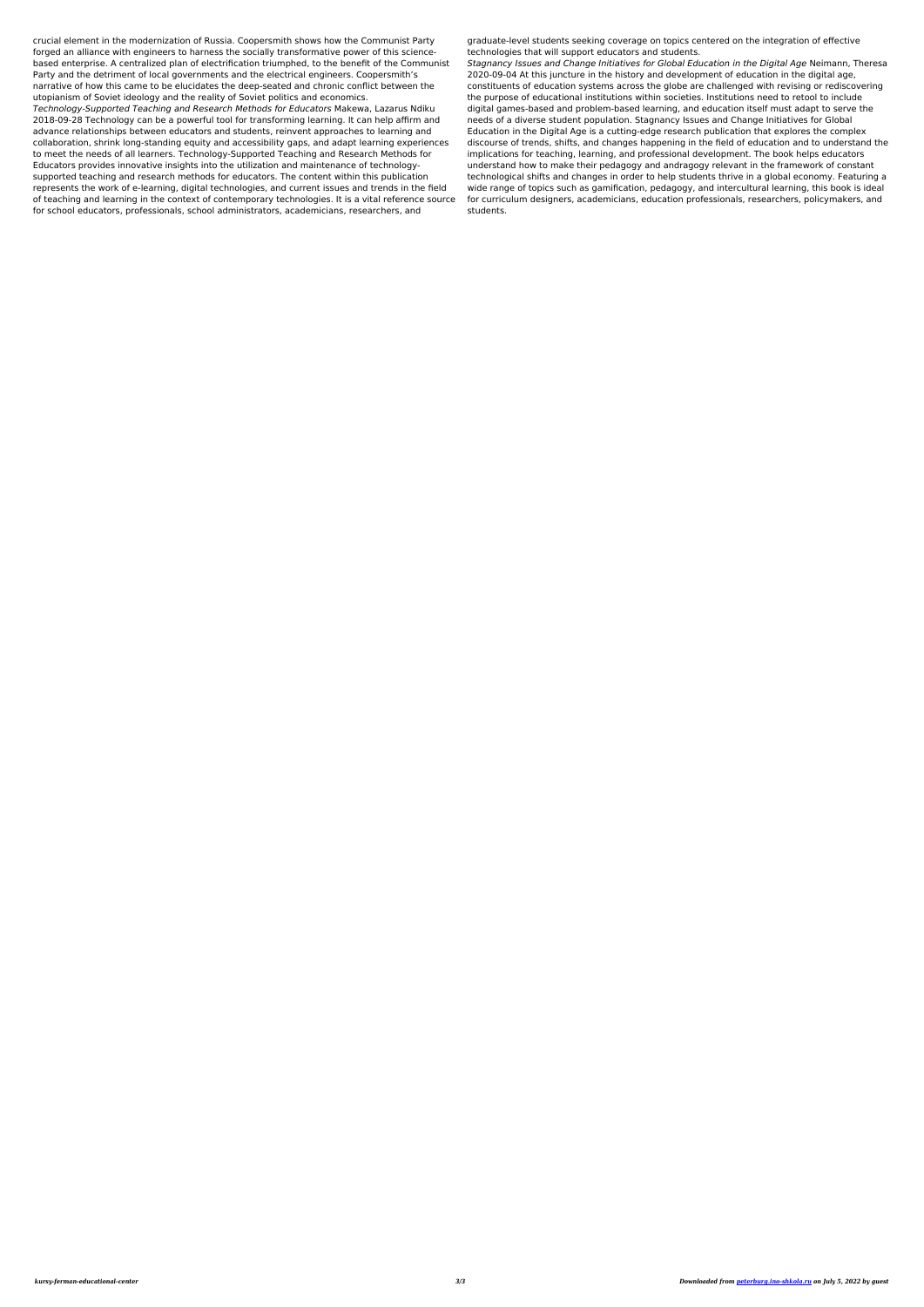crucial element in the modernization of Russia. Coopersmith shows how the Communist Party forged an alliance with engineers to harness the socially transformative power of this science-based enterprise. A centralized plan of electrification triumphed, to the benefit of the Communist Party and the detriment of local governments and the electrical engineers. Coopersmith's narrative of how this came to be elucidates the deep-seated and chronic conflict between the utopianism of Soviet ideology and the reality of Soviet politics and economics.

*Technology-Supported Teaching and Research Methods for Educators* Makewa, Lazarus Ndiku 2018-09-28 Technology can be a powerful tool for transforming learning. It can help affirm and advance relationships between educators and students, reinvent approaches to learning and collaboration, shrink long-standing equity and accessibility gaps, and adapt learning experiences to meet the needs of all learners. Technology-Supported Teaching and Research Methods for Educators provides innovative insights into the utilization and maintenance of technology-supported teaching and research methods for educators. The content within this publication represents the work of e-learning, digital technologies, and current issues and trends in the field of teaching and learning in the context of contemporary technologies. It is a vital reference source for school educators, professionals, school administrators, academicians, researchers, and graduate-level students seeking coverage on topics centered on the integration of effective technologies that will support educators and students.

*Stagnancy Issues and Change Initiatives for Global Education in the Digital Age* Neimann, Theresa 2020-09-04 At this juncture in the history and development of education in the digital age, constituents of education systems across the globe are challenged with revising or rediscovering the purpose of educational institutions within societies. Institutions need to retool to include digital games-based and problem-based learning, and education itself must adapt to serve the needs of a diverse student population. Stagnancy Issues and Change Initiatives for Global Education in the Digital Age is a cutting-edge research publication that explores the complex discourse of trends, shifts, and changes happening in the field of education and to understand the implications for teaching, learning, and professional development. The book helps educators understand how to make their pedagogy and andragogy relevant in the framework of constant technological shifts and changes in order to help students thrive in a global economy. Featuring a wide range of topics such as gamification, pedagogy, and intercultural learning, this book is ideal for curriculum designers, academicians, education professionals, researchers, policymakers, and students.